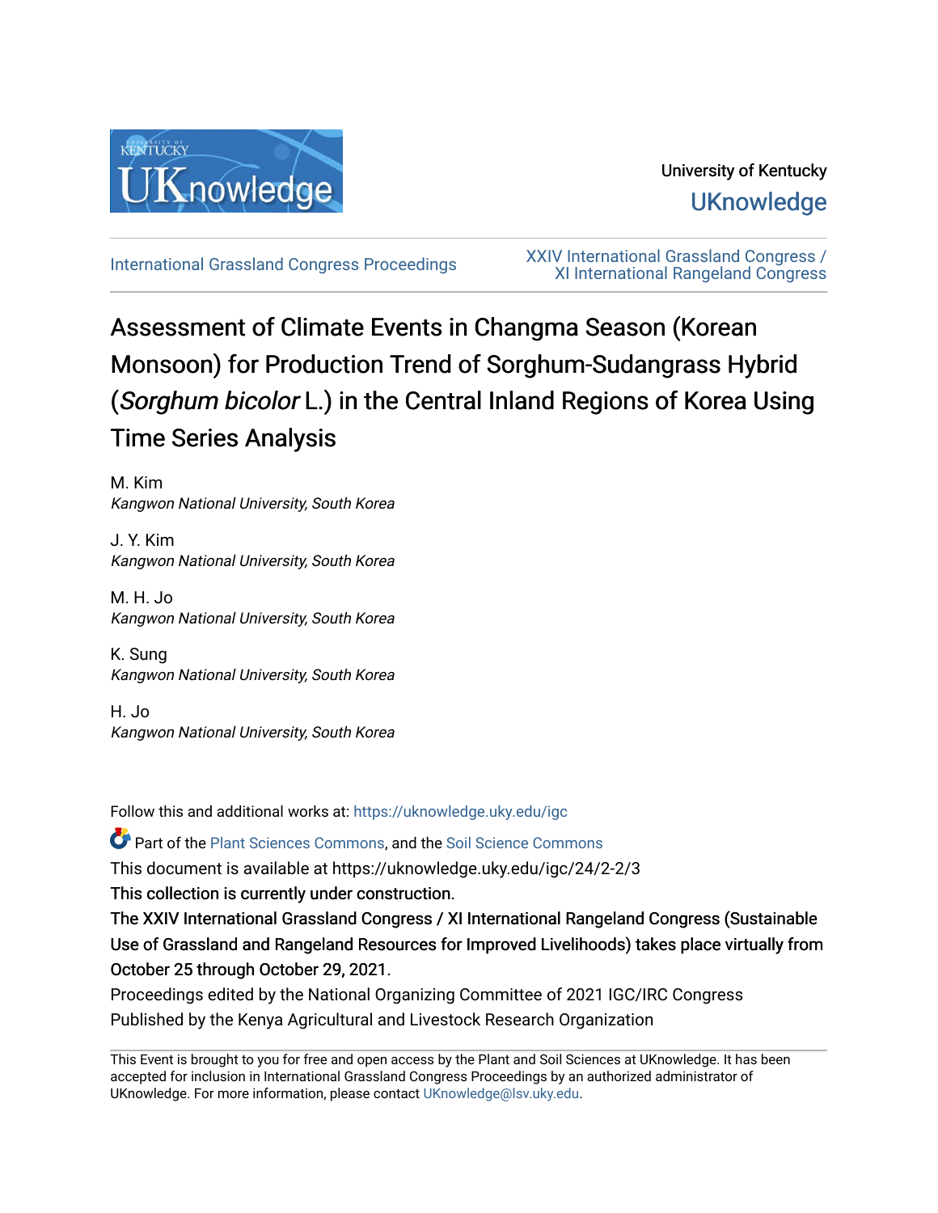University of Kentucky

UKnowledge

International Grassland Congress Proceedings

XXIV International Grassland Congress / XI International Rangeland Congress

# Assessment of Climate Events in Changma Season (Korean Monsoon) for Production Trend of Sorghum-Sudangrass Hybrid (*Sorghum bicolor* L.) in the Central Inland Regions of Korea Using Time Series Analysis

M. Kim
*Kangwon National University, South Korea*

J. Y. Kim
*Kangwon National University, South Korea*

M. H. Jo
*Kangwon National University, South Korea*

K. Sung
*Kangwon National University, South Korea*

H. Jo
*Kangwon National University, South Korea*

Follow this and additional works at: https://uknowledge.uky.edu/igc

Part of the Plant Sciences Commons, and the Soil Science Commons

This document is available at https://uknowledge.uky.edu/igc/24/2-2/3

This collection is currently under construction.

The XXIV International Grassland Congress / XI International Rangeland Congress (Sustainable Use of Grassland and Rangeland Resources for Improved Livelihoods) takes place virtually from October 25 through October 29, 2021.

Proceedings edited by the National Organizing Committee of 2021 IGC/IRC Congress

Published by the Kenya Agricultural and Livestock Research Organization

This Event is brought to you for free and open access by the Plant and Soil Sciences at UKnowledge. It has been accepted for inclusion in International Grassland Congress Proceedings by an authorized administrator of UKnowledge. For more information, please contact UKnowledge@lsv.uky.edu.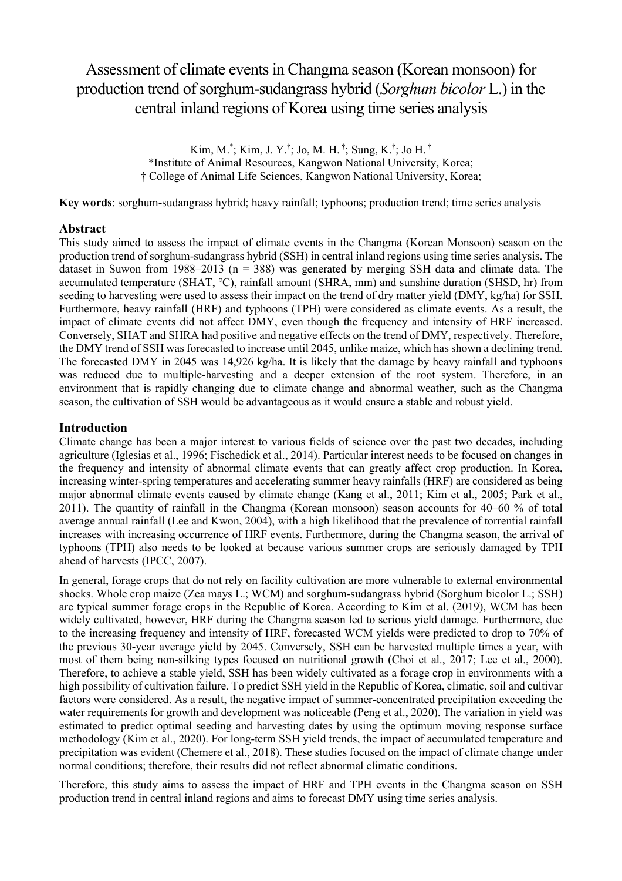# Assessment of climate events in Changma season (Korean monsoon) for production trend of sorghum-sudangrass hybrid (*Sorghum bicolor* L.) in the central inland regions of Korea using time series analysis

Kim, M.[*]; Kim, J. Y.[†]; Jo, M. H.[†]; Sung, K.[†]; Jo H.[†]

[*]Institute of Animal Resources, Kangwon National University, Korea;

[†] College of Animal Life Sciences, Kangwon National University, Korea;

**Key words**: sorghum-sudangrass hybrid; heavy rainfall; typhoons; production trend; time series analysis

## Abstract

This study aimed to assess the impact of climate events in the Changma (Korean Monsoon) season on the production trend of sorghum-sudangrass hybrid (SSH) in central inland regions using time series analysis. The dataset in Suwon from 1988–2013 (n = 388) was generated by merging SSH data and climate data. The accumulated temperature (SHAT, ℃), rainfall amount (SHRA, mm) and sunshine duration (SHSD, hr) from seeding to harvesting were used to assess their impact on the trend of dry matter yield (DMY, kg/ha) for SSH. Furthermore, heavy rainfall (HRF) and typhoons (TPH) were considered as climate events. As a result, the impact of climate events did not affect DMY, even though the frequency and intensity of HRF increased. Conversely, SHAT and SHRA had positive and negative effects on the trend of DMY, respectively. Therefore, the DMY trend of SSH was forecasted to increase until 2045, unlike maize, which has shown a declining trend. The forecasted DMY in 2045 was 14,926 kg/ha. It is likely that the damage by heavy rainfall and typhoons was reduced due to multiple-harvesting and a deeper extension of the root system. Therefore, in an environment that is rapidly changing due to climate change and abnormal weather, such as the Changma season, the cultivation of SSH would be advantageous as it would ensure a stable and robust yield.

## Introduction

Climate change has been a major interest to various fields of science over the past two decades, including agriculture (Iglesias et al., 1996; Fischedick et al., 2014). Particular interest needs to be focused on changes in the frequency and intensity of abnormal climate events that can greatly affect crop production. In Korea, increasing winter-spring temperatures and accelerating summer heavy rainfalls (HRF) are considered as being major abnormal climate events caused by climate change (Kang et al., 2011; Kim et al., 2005; Park et al., 2011). The quantity of rainfall in the Changma (Korean monsoon) season accounts for 40–60 % of total average annual rainfall (Lee and Kwon, 2004), with a high likelihood that the prevalence of torrential rainfall increases with increasing occurrence of HRF events. Furthermore, during the Changma season, the arrival of typhoons (TPH) also needs to be looked at because various summer crops are seriously damaged by TPH ahead of harvests (IPCC, 2007).

In general, forage crops that do not rely on facility cultivation are more vulnerable to external environmental shocks. Whole crop maize (Zea mays L.; WCM) and sorghum-sudangrass hybrid (Sorghum bicolor L.; SSH) are typical summer forage crops in the Republic of Korea. According to Kim et al. (2019), WCM has been widely cultivated, however, HRF during the Changma season led to serious yield damage. Furthermore, due to the increasing frequency and intensity of HRF, forecasted WCM yields were predicted to drop to 70% of the previous 30-year average yield by 2045. Conversely, SSH can be harvested multiple times a year, with most of them being non-silking types focused on nutritional growth (Choi et al., 2017; Lee et al., 2000). Therefore, to achieve a stable yield, SSH has been widely cultivated as a forage crop in environments with a high possibility of cultivation failure. To predict SSH yield in the Republic of Korea, climatic, soil and cultivar factors were considered. As a result, the negative impact of summer-concentrated precipitation exceeding the water requirements for growth and development was noticeable (Peng et al., 2020). The variation in yield was estimated to predict optimal seeding and harvesting dates by using the optimum moving response surface methodology (Kim et al., 2020). For long-term SSH yield trends, the impact of accumulated temperature and precipitation was evident (Chemere et al., 2018). These studies focused on the impact of climate change under normal conditions; therefore, their results did not reflect abnormal climatic conditions.

Therefore, this study aims to assess the impact of HRF and TPH events in the Changma season on SSH production trend in central inland regions and aims to forecast DMY using time series analysis.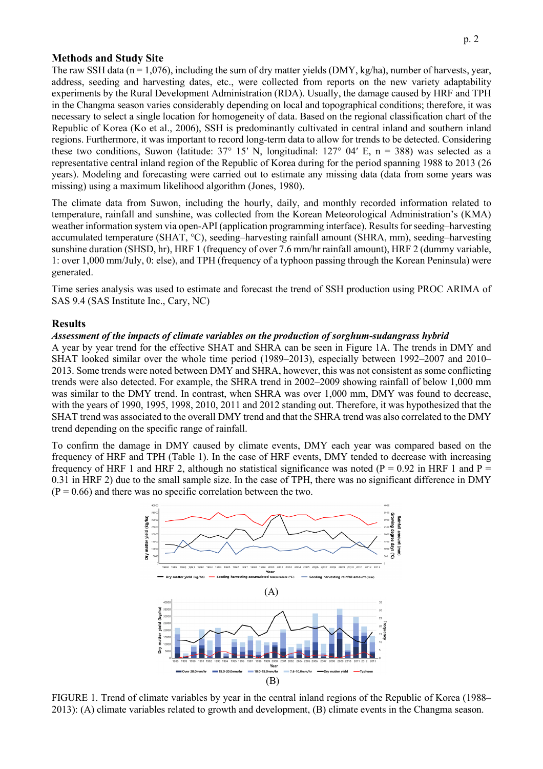## Methods and Study Site

The raw SSH data (n = 1,076), including the sum of dry matter yields (DMY, kg/ha), number of harvests, year, address, seeding and harvesting dates, etc., were collected from reports on the new variety adaptability experiments by the Rural Development Administration (RDA). Usually, the damage caused by HRF and TPH in the Changma season varies considerably depending on local and topographical conditions; therefore, it was necessary to select a single location for homogeneity of data. Based on the regional classification chart of the Republic of Korea (Ko et al., 2006), SSH is predominantly cultivated in central inland and southern inland regions. Furthermore, it was important to record long-term data to allow for trends to be detected. Considering these two conditions, Suwon (latitude: 37° 15′ N, longitudinal: 127° 04′ E, n = 388) was selected as a representative central inland region of the Republic of Korea during for the period spanning 1988 to 2013 (26 years). Modeling and forecasting were carried out to estimate any missing data (data from some years was missing) using a maximum likelihood algorithm (Jones, 1980).

The climate data from Suwon, including the hourly, daily, and monthly recorded information related to temperature, rainfall and sunshine, was collected from the Korean Meteorological Administration's (KMA) weather information system via open-API (application programming interface). Results for seeding–harvesting accumulated temperature (SHAT, ℃), seeding–harvesting rainfall amount (SHRA, mm), seeding–harvesting sunshine duration (SHSD, hr), HRF 1 (frequency of over 7.6 mm/hr rainfall amount), HRF 2 (dummy variable, 1: over 1,000 mm/July, 0: else), and TPH (frequency of a typhoon passing through the Korean Peninsula) were generated.

Time series analysis was used to estimate and forecast the trend of SSH production using PROC ARIMA of SAS 9.4 (SAS Institute Inc., Cary, NC)

## Results

### *Assessment of the impacts of climate variables on the production of sorghum-sudangrass hybrid*

A year by year trend for the effective SHAT and SHRA can be seen in Figure 1A. The trends in DMY and SHAT looked similar over the whole time period (1989–2013), especially between 1992–2007 and 2010–2013. Some trends were noted between DMY and SHRA, however, this was not consistent as some conflicting trends were also detected. For example, the SHRA trend in 2002–2009 showing rainfall of below 1,000 mm was similar to the DMY trend. In contrast, when SHRA was over 1,000 mm, DMY was found to decrease, with the years of 1990, 1995, 1998, 2010, 2011 and 2012 standing out. Therefore, it was hypothesized that the SHAT trend was associated to the overall DMY trend and that the SHRA trend was also correlated to the DMY trend depending on the specific range of rainfall.

To confirm the damage in DMY caused by climate events, DMY each year was compared based on the frequency of HRF and TPH (Table 1). In the case of HRF events, DMY tended to decrease with increasing frequency of HRF 1 and HRF 2, although no statistical significance was noted ($P = 0.92$ in HRF 1 and $P = 0.31$ in HRF 2) due to the small sample size. In the case of TPH, there was no significant difference in DMY ($P = 0.66$) and there was no specific correlation between the two.

(A)

(B)

FIGURE 1. Trend of climate variables by year in the central inland regions of the Republic of Korea (1988–2013): (A) climate variables related to growth and development, (B) climate events in the Changma season.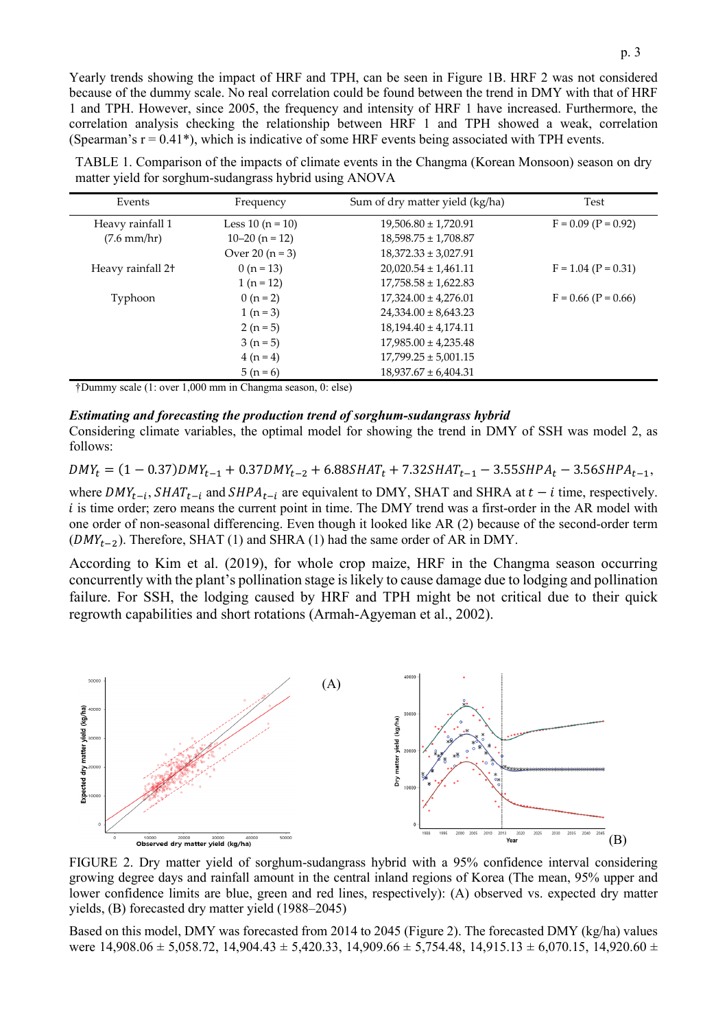Yearly trends showing the impact of HRF and TPH, can be seen in Figure 1B. HRF 2 was not considered because of the dummy scale. No real correlation could be found between the trend in DMY with that of HRF 1 and TPH. However, since 2005, the frequency and intensity of HRF 1 have increased. Furthermore, the correlation analysis checking the relationship between HRF 1 and TPH showed a weak, correlation (Spearman's r = 0.41*), which is indicative of some HRF events being associated with TPH events.

TABLE 1. Comparison of the impacts of climate events in the Changma (Korean Monsoon) season on dry matter yield for sorghum-sudangrass hybrid using ANOVA

| Events | Frequency | Sum of dry matter yield (kg/ha) | Test |
|---|---|---|---|
| Heavy rainfall 1 (7.6 mm/hr) | Less 10 (n = 10) | 19,506.80 ± 1,720.91 | F = 0.09 (P = 0.92) |
| | 10–20 (n = 12) | 18,598.75 ± 1,708.87 | |
| | Over 20 (n = 3) | 18,372.33 ± 3,027.91 | |
| Heavy rainfall 2† | 0 (n = 13) | 20,020.54 ± 1,461.11 | F = 1.04 (P = 0.31) |
| | 1 (n = 12) | 17,758.58 ± 1,622.83 | |
| Typhoon | 0 (n = 2) | 17,324.00 ± 4,276.01 | F = 0.66 (P = 0.66) |
| | 1 (n = 3) | 24,334.00 ± 8,643.23 | |
| | 2 (n = 5) | 18,194.40 ± 4,174.11 | |
| | 3 (n = 5) | 17,985.00 ± 4,235.48 | |
| | 4 (n = 4) | 17,799.25 ± 5,001.15 | |
| | 5 (n = 6) | 18,937.67 ± 6,404.31 | |

†Dummy scale (1: over 1,000 mm in Changma season, 0: else)

***Estimating and forecasting the production trend of sorghum-sudangrass hybrid***

Considering climate variables, the optimal model for showing the trend in DMY of SSH was model 2, as follows:

$$DMY_t = (1 - 0.37)DMY_{t-1} + 0.37DMY_{t-2} + 6.88SHAT_t + 7.32SHAT_{t-1} - 3.55SHPA_t - 3.56SHPA_{t-1},$$

where $DMY_{t-i}$, $SHAT_{t-i}$ and $SHPA_{t-i}$ are equivalent to DMY, SHAT and SHRA at $t - i$ time, respectively. $i$ is time order; zero means the current point in time. The DMY trend was a first-order in the AR model with one order of non-seasonal differencing. Even though it looked like AR (2) because of the second-order term ($DMY_{t-2}$). Therefore, SHAT (1) and SHRA (1) had the same order of AR in DMY.

According to Kim et al. (2019), for whole crop maize, HRF in the Changma season occurring concurrently with the plant's pollination stage is likely to cause damage due to lodging and pollination failure. For SSH, the lodging caused by HRF and TPH might be not critical due to their quick regrowth capabilities and short rotations (Armah-Agyeman et al., 2002).

FIGURE 2. Dry matter yield of sorghum-sudangrass hybrid with a 95% confidence interval considering growing degree days and rainfall amount in the central inland regions of Korea (The mean, 95% upper and lower confidence limits are blue, green and red lines, respectively): (A) observed vs. expected dry matter yields, (B) forecasted dry matter yield (1988–2045)

Based on this model, DMY was forecasted from 2014 to 2045 (Figure 2). The forecasted DMY (kg/ha) values were 14,908.06 ± 5,058.72, 14,904.43 ± 5,420.33, 14,909.66 ± 5,754.48, 14,915.13 ± 6,070.15, 14,920.60 ±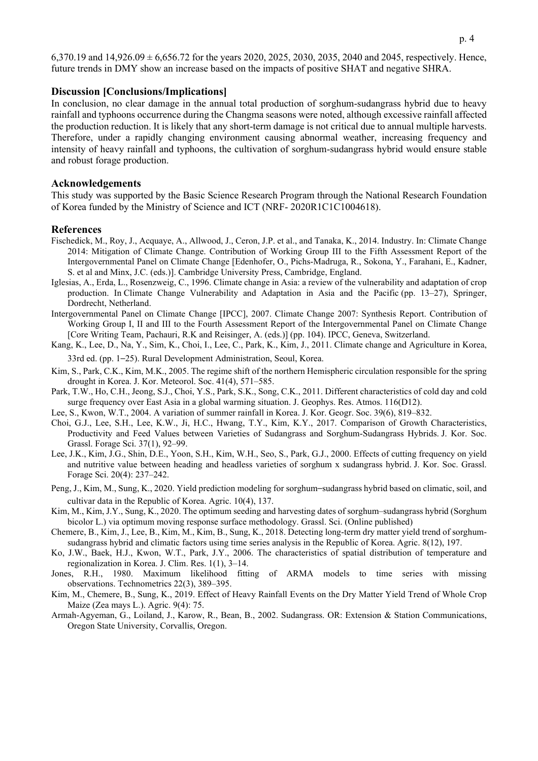6,370.19 and 14,926.09 ± 6,656.72 for the years 2020, 2025, 2030, 2035, 2040 and 2045, respectively. Hence, future trends in DMY show an increase based on the impacts of positive SHAT and negative SHRA.

## Discussion [Conclusions/Implications]

In conclusion, no clear damage in the annual total production of sorghum-sudangrass hybrid due to heavy rainfall and typhoons occurrence during the Changma seasons were noted, although excessive rainfall affected the production reduction. It is likely that any short-term damage is not critical due to annual multiple harvests. Therefore, under a rapidly changing environment causing abnormal weather, increasing frequency and intensity of heavy rainfall and typhoons, the cultivation of sorghum-sudangrass hybrid would ensure stable and robust forage production.

## Acknowledgements

This study was supported by the Basic Science Research Program through the National Research Foundation of Korea funded by the Ministry of Science and ICT (NRF- 2020R1C1C1004618).

## References

Fischedick, M., Roy, J., Acquaye, A., Allwood, J., Ceron, J.P. et al., and Tanaka, K., 2014. Industry. In: Climate Change 2014: Mitigation of Climate Change. Contribution of Working Group III to the Fifth Assessment Report of the Intergovernmental Panel on Climate Change [Edenhofer, O., Pichs-Madruga, R., Sokona, Y., Farahani, E., Kadner, S. et al and Minx, J.C. (eds.)]. Cambridge University Press, Cambridge, England.

Iglesias, A., Erda, L., Rosenzweig, C., 1996. Climate change in Asia: a review of the vulnerability and adaptation of crop production. In Climate Change Vulnerability and Adaptation in Asia and the Pacific (pp. 13–27), Springer, Dordrecht, Netherland.

Intergovernmental Panel on Climate Change [IPCC], 2007. Climate Change 2007: Synthesis Report. Contribution of Working Group I, II and III to the Fourth Assessment Report of the Intergovernmental Panel on Climate Change [Core Writing Team, Pachauri, R.K and Reisinger, A. (eds.)] (pp. 104). IPCC, Geneva, Switzerland.

Kang, K., Lee, D., Na, Y., Sim, K., Choi, I., Lee, C., Park, K., Kim, J., 2011. Climate change and Agriculture in Korea, 33rd ed. (pp. 1–25). Rural Development Administration, Seoul, Korea.

Kim, S., Park, C.K., Kim, M.K., 2005. The regime shift of the northern Hemispheric circulation responsible for the spring drought in Korea. J. Kor. Meteorol. Soc. 41(4), 571–585.

Park, T.W., Ho, C.H., Jeong, S.J., Choi, Y.S., Park, S.K., Song, C.K., 2011. Different characteristics of cold day and cold surge frequency over East Asia in a global warming situation. J. Geophys. Res. Atmos. 116(D12).

Lee, S., Kwon, W.T., 2004. A variation of summer rainfall in Korea. J. Kor. Geogr. Soc. 39(6), 819–832.

Choi, G.J., Lee, S.H., Lee, K.W., Ji, H.C., Hwang, T.Y., Kim, K.Y., 2017. Comparison of Growth Characteristics, Productivity and Feed Values between Varieties of Sudangrass and Sorghum-Sudangrass Hybrids. J. Kor. Soc. Grassl. Forage Sci. 37(1), 92–99.

Lee, J.K., Kim, J.G., Shin, D.E., Yoon, S.H., Kim, W.H., Seo, S., Park, G.J., 2000. Effects of cutting frequency on yield and nutritive value between heading and headless varieties of sorghum x sudangrass hybrid. J. Kor. Soc. Grassl. Forage Sci. 20(4): 237–242.

Peng, J., Kim, M., Sung, K., 2020. Yield prediction modeling for sorghum–sudangrass hybrid based on climatic, soil, and cultivar data in the Republic of Korea. Agric. 10(4), 137.

Kim, M., Kim, J.Y., Sung, K., 2020. The optimum seeding and harvesting dates of sorghum–sudangrass hybrid (Sorghum bicolor L.) via optimum moving response surface methodology. Grassl. Sci. (Online published)

Chemere, B., Kim, J., Lee, B., Kim, M., Kim, B., Sung, K., 2018. Detecting long-term dry matter yield trend of sorghum-sudangrass hybrid and climatic factors using time series analysis in the Republic of Korea. Agric. 8(12), 197.

Ko, J.W., Baek, H.J., Kwon, W.T., Park, J.Y., 2006. The characteristics of spatial distribution of temperature and regionalization in Korea. J. Clim. Res. 1(1), 3–14.

Jones, R.H., 1980. Maximum likelihood fitting of ARMA models to time series with missing observations. Technometrics 22(3), 389–395.

Kim, M., Chemere, B., Sung, K., 2019. Effect of Heavy Rainfall Events on the Dry Matter Yield Trend of Whole Crop Maize (Zea mays L.). Agric. 9(4): 75.

Armah-Agyeman, G., Loiland, J., Karow, R., Bean, B., 2002. Sudangrass. OR: Extension & Station Communications, Oregon State University, Corvallis, Oregon.